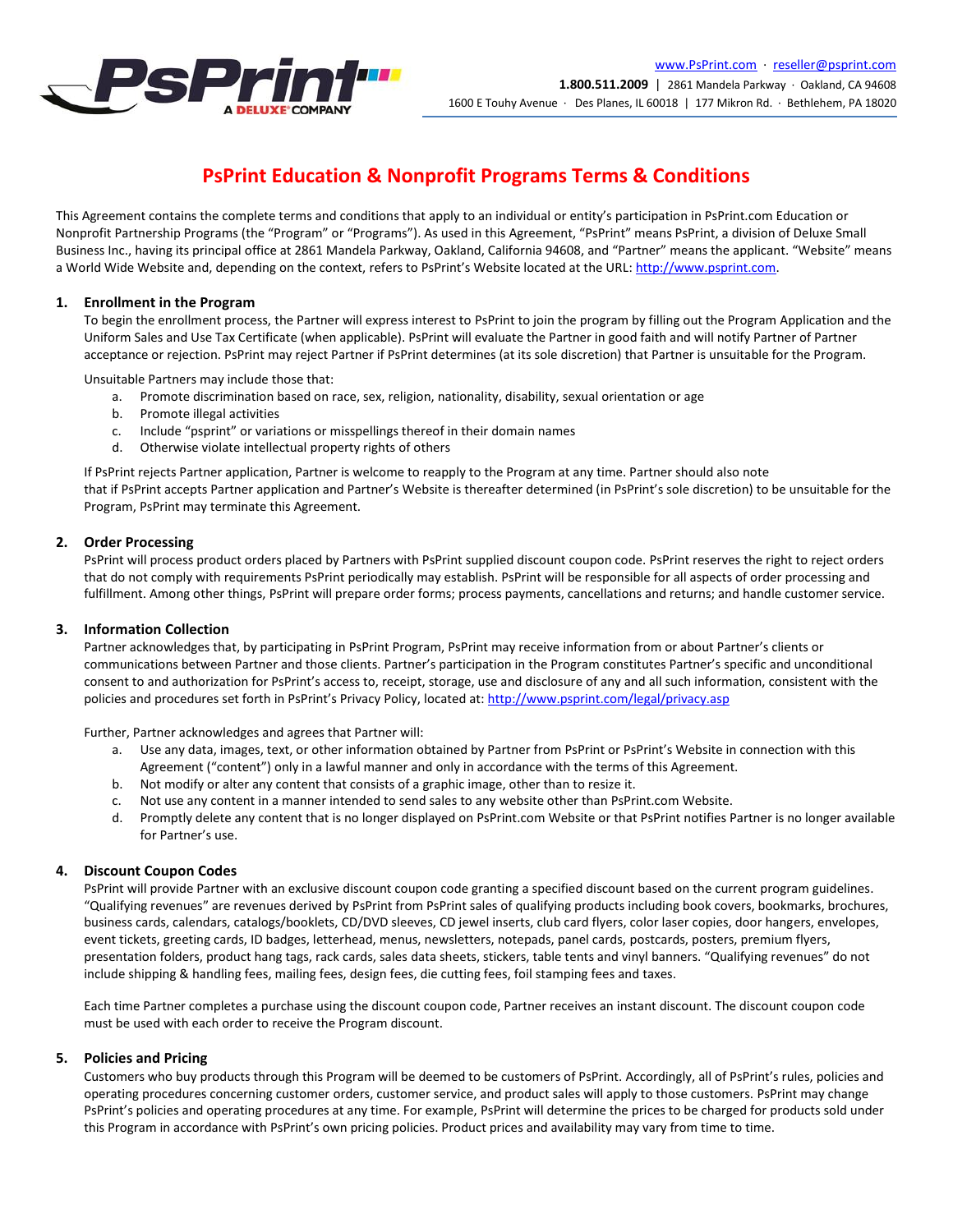www.PsPrint.com · reseller@psprint.com

**1.800.511.2009** | 2861 Mandela Parkway · Oakland, CA 94608

1600 E Touhy Avenue · Des Planes, IL 60018 | 177 Mikron Rd. · Bethlehem, PA 18020

# PsPrint Education & Nonprofit Programs Terms & Conditions

This Agreement contains the complete terms and conditions that apply to an individual or entity's participation in PsPrint.com Education or Nonprofit Partnership Programs (the "Program" or "Programs"). As used in this Agreement, "PsPrint" means PsPrint, a division of Deluxe Small Business Inc., having its principal office at 2861 Mandela Parkway, Oakland, California 94608, and "Partner" means the applicant. "Website" means a World Wide Website and, depending on the context, refers to PsPrint's Website located at the URL: http://www.psprint.com.

## 1. Enrollment in the Program

To begin the enrollment process, the Partner will express interest to PsPrint to join the program by filling out the Program Application and the Uniform Sales and Use Tax Certificate (when applicable). PsPrint will evaluate the Partner in good faith and will notify Partner of Partner acceptance or rejection. PsPrint may reject Partner if PsPrint determines (at its sole discretion) that Partner is unsuitable for the Program.

Unsuitable Partners may include those that:

a. Promote discrimination based on race, sex, religion, nationality, disability, sexual orientation or age
b. Promote illegal activities
c. Include "psprint" or variations or misspellings thereof in their domain names
d. Otherwise violate intellectual property rights of others

If PsPrint rejects Partner application, Partner is welcome to reapply to the Program at any time. Partner should also note that if PsPrint accepts Partner application and Partner's Website is thereafter determined (in PsPrint's sole discretion) to be unsuitable for the Program, PsPrint may terminate this Agreement.

## 2. Order Processing

PsPrint will process product orders placed by Partners with PsPrint supplied discount coupon code. PsPrint reserves the right to reject orders that do not comply with requirements PsPrint periodically may establish. PsPrint will be responsible for all aspects of order processing and fulfillment. Among other things, PsPrint will prepare order forms; process payments, cancellations and returns; and handle customer service.

## 3. Information Collection

Partner acknowledges that, by participating in PsPrint Program, PsPrint may receive information from or about Partner's clients or communications between Partner and those clients. Partner's participation in the Program constitutes Partner's specific and unconditional consent to and authorization for PsPrint's access to, receipt, storage, use and disclosure of any and all such information, consistent with the policies and procedures set forth in PsPrint's Privacy Policy, located at: http://www.psprint.com/legal/privacy.asp

Further, Partner acknowledges and agrees that Partner will:

a. Use any data, images, text, or other information obtained by Partner from PsPrint or PsPrint's Website in connection with this Agreement ("content") only in a lawful manner and only in accordance with the terms of this Agreement.
b. Not modify or alter any content that consists of a graphic image, other than to resize it.
c. Not use any content in a manner intended to send sales to any website other than PsPrint.com Website.
d. Promptly delete any content that is no longer displayed on PsPrint.com Website or that PsPrint notifies Partner is no longer available for Partner's use.

## 4. Discount Coupon Codes

PsPrint will provide Partner with an exclusive discount coupon code granting a specified discount based on the current program guidelines. "Qualifying revenues" are revenues derived by PsPrint from PsPrint sales of qualifying products including book covers, bookmarks, brochures, business cards, calendars, catalogs/booklets, CD/DVD sleeves, CD jewel inserts, club card flyers, color laser copies, door hangers, envelopes, event tickets, greeting cards, ID badges, letterhead, menus, newsletters, notepads, panel cards, postcards, posters, premium flyers, presentation folders, product hang tags, rack cards, sales data sheets, stickers, table tents and vinyl banners. "Qualifying revenues" do not include shipping & handling fees, mailing fees, design fees, die cutting fees, foil stamping fees and taxes.

Each time Partner completes a purchase using the discount coupon code, Partner receives an instant discount. The discount coupon code must be used with each order to receive the Program discount.

## 5. Policies and Pricing

Customers who buy products through this Program will be deemed to be customers of PsPrint. Accordingly, all of PsPrint's rules, policies and operating procedures concerning customer orders, customer service, and product sales will apply to those customers. PsPrint may change PsPrint's policies and operating procedures at any time. For example, PsPrint will determine the prices to be charged for products sold under this Program in accordance with PsPrint's own pricing policies. Product prices and availability may vary from time to time.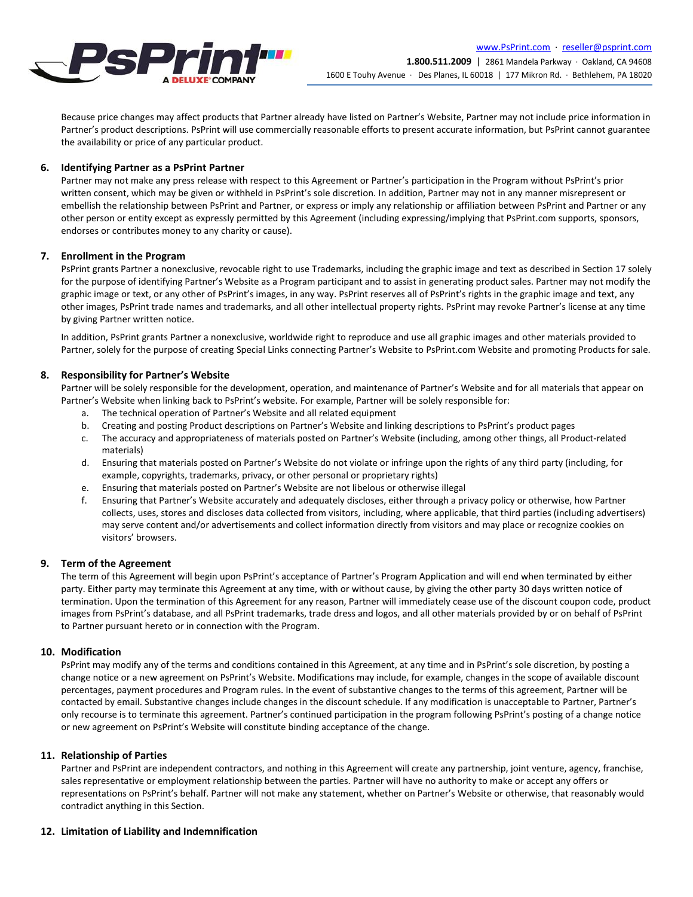Because price changes may affect products that Partner already have listed on Partner's Website, Partner may not include price information in Partner's product descriptions. PsPrint will use commercially reasonable efforts to present accurate information, but PsPrint cannot guarantee the availability or price of any particular product.

## 6. Identifying Partner as a PsPrint Partner

Partner may not make any press release with respect to this Agreement or Partner's participation in the Program without PsPrint's prior written consent, which may be given or withheld in PsPrint's sole discretion. In addition, Partner may not in any manner misrepresent or embellish the relationship between PsPrint and Partner, or express or imply any relationship or affiliation between PsPrint and Partner or any other person or entity except as expressly permitted by this Agreement (including expressing/implying that PsPrint.com supports, sponsors, endorses or contributes money to any charity or cause).

## 7. Enrollment in the Program

PsPrint grants Partner a nonexclusive, revocable right to use Trademarks, including the graphic image and text as described in Section 17 solely for the purpose of identifying Partner's Website as a Program participant and to assist in generating product sales. Partner may not modify the graphic image or text, or any other of PsPrint's images, in any way. PsPrint reserves all of PsPrint's rights in the graphic image and text, any other images, PsPrint trade names and trademarks, and all other intellectual property rights. PsPrint may revoke Partner's license at any time by giving Partner written notice.

In addition, PsPrint grants Partner a nonexclusive, worldwide right to reproduce and use all graphic images and other materials provided to Partner, solely for the purpose of creating Special Links connecting Partner's Website to PsPrint.com Website and promoting Products for sale.

## 8. Responsibility for Partner's Website

Partner will be solely responsible for the development, operation, and maintenance of Partner's Website and for all materials that appear on Partner's Website when linking back to PsPrint's website. For example, Partner will be solely responsible for:

a. The technical operation of Partner's Website and all related equipment
b. Creating and posting Product descriptions on Partner's Website and linking descriptions to PsPrint's product pages
c. The accuracy and appropriateness of materials posted on Partner's Website (including, among other things, all Product-related materials)
d. Ensuring that materials posted on Partner's Website do not violate or infringe upon the rights of any third party (including, for example, copyrights, trademarks, privacy, or other personal or proprietary rights)
e. Ensuring that materials posted on Partner's Website are not libelous or otherwise illegal
f. Ensuring that Partner's Website accurately and adequately discloses, either through a privacy policy or otherwise, how Partner collects, uses, stores and discloses data collected from visitors, including, where applicable, that third parties (including advertisers) may serve content and/or advertisements and collect information directly from visitors and may place or recognize cookies on visitors' browsers.

## 9. Term of the Agreement

The term of this Agreement will begin upon PsPrint's acceptance of Partner's Program Application and will end when terminated by either party. Either party may terminate this Agreement at any time, with or without cause, by giving the other party 30 days written notice of termination. Upon the termination of this Agreement for any reason, Partner will immediately cease use of the discount coupon code, product images from PsPrint's database, and all PsPrint trademarks, trade dress and logos, and all other materials provided by or on behalf of PsPrint to Partner pursuant hereto or in connection with the Program.

## 10. Modification

PsPrint may modify any of the terms and conditions contained in this Agreement, at any time and in PsPrint's sole discretion, by posting a change notice or a new agreement on PsPrint's Website. Modifications may include, for example, changes in the scope of available discount percentages, payment procedures and Program rules. In the event of substantive changes to the terms of this agreement, Partner will be contacted by email. Substantive changes include changes in the discount schedule. If any modification is unacceptable to Partner, Partner's only recourse is to terminate this agreement. Partner's continued participation in the program following PsPrint's posting of a change notice or new agreement on PsPrint's Website will constitute binding acceptance of the change.

## 11. Relationship of Parties

Partner and PsPrint are independent contractors, and nothing in this Agreement will create any partnership, joint venture, agency, franchise, sales representative or employment relationship between the parties. Partner will have no authority to make or accept any offers or representations on PsPrint's behalf. Partner will not make any statement, whether on Partner's Website or otherwise, that reasonably would contradict anything in this Section.

## 12. Limitation of Liability and Indemnification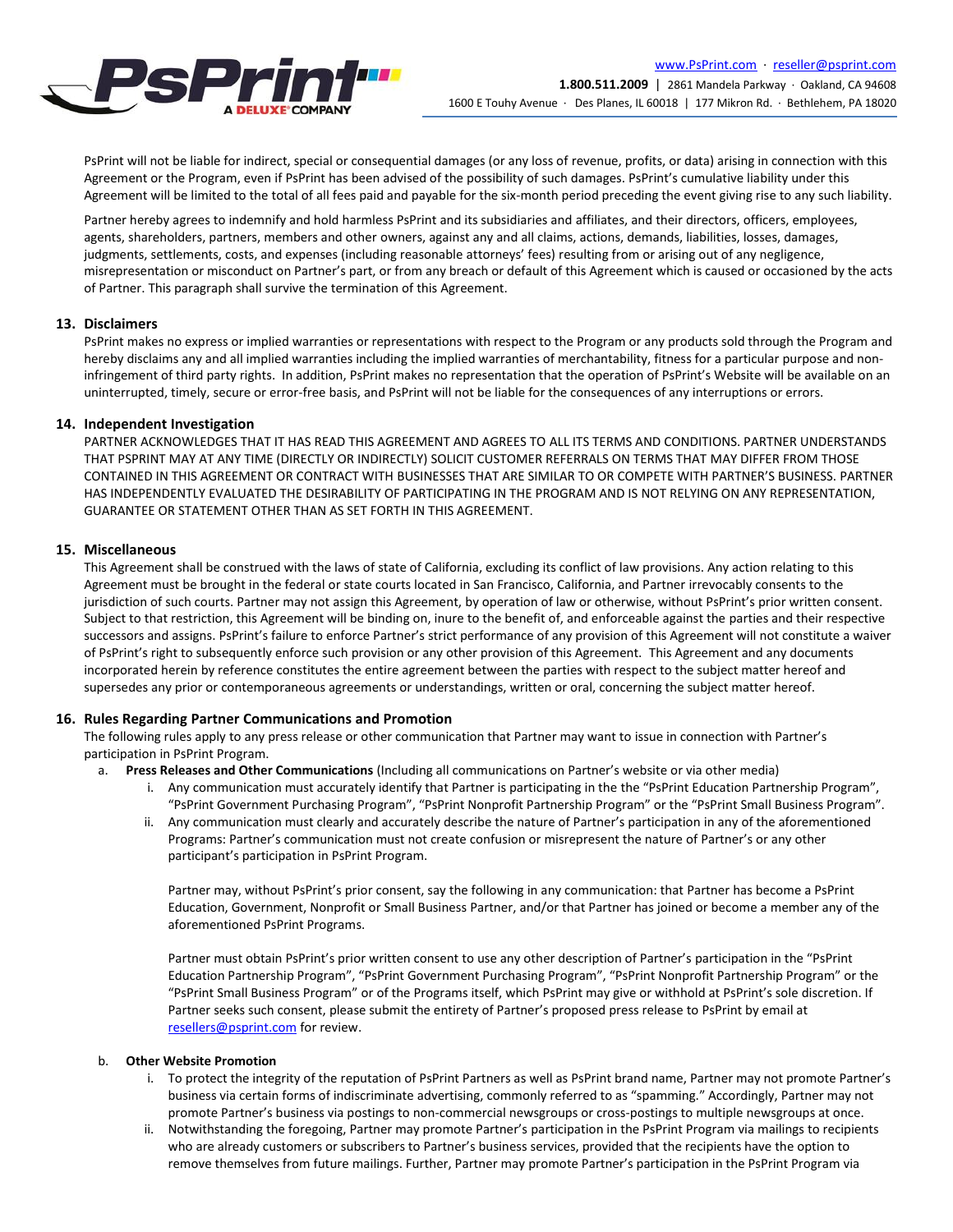PsPrint will not be liable for indirect, special or consequential damages (or any loss of revenue, profits, or data) arising in connection with this Agreement or the Program, even if PsPrint has been advised of the possibility of such damages. PsPrint's cumulative liability under this Agreement will be limited to the total of all fees paid and payable for the six-month period preceding the event giving rise to any such liability.

Partner hereby agrees to indemnify and hold harmless PsPrint and its subsidiaries and affiliates, and their directors, officers, employees, agents, shareholders, partners, members and other owners, against any and all claims, actions, demands, liabilities, losses, damages, judgments, settlements, costs, and expenses (including reasonable attorneys' fees) resulting from or arising out of any negligence, misrepresentation or misconduct on Partner's part, or from any breach or default of this Agreement which is caused or occasioned by the acts of Partner. This paragraph shall survive the termination of this Agreement.

## 13. Disclaimers

PsPrint makes no express or implied warranties or representations with respect to the Program or any products sold through the Program and hereby disclaims any and all implied warranties including the implied warranties of merchantability, fitness for a particular purpose and non-infringement of third party rights. In addition, PsPrint makes no representation that the operation of PsPrint's Website will be available on an uninterrupted, timely, secure or error-free basis, and PsPrint will not be liable for the consequences of any interruptions or errors.

## 14. Independent Investigation

PARTNER ACKNOWLEDGES THAT IT HAS READ THIS AGREEMENT AND AGREES TO ALL ITS TERMS AND CONDITIONS. PARTNER UNDERSTANDS THAT PSPRINT MAY AT ANY TIME (DIRECTLY OR INDIRECTLY) SOLICIT CUSTOMER REFERRALS ON TERMS THAT MAY DIFFER FROM THOSE CONTAINED IN THIS AGREEMENT OR CONTRACT WITH BUSINESSES THAT ARE SIMILAR TO OR COMPETE WITH PARTNER'S BUSINESS. PARTNER HAS INDEPENDENTLY EVALUATED THE DESIRABILITY OF PARTICIPATING IN THE PROGRAM AND IS NOT RELYING ON ANY REPRESENTATION, GUARANTEE OR STATEMENT OTHER THAN AS SET FORTH IN THIS AGREEMENT.

## 15. Miscellaneous

This Agreement shall be construed with the laws of state of California, excluding its conflict of law provisions. Any action relating to this Agreement must be brought in the federal or state courts located in San Francisco, California, and Partner irrevocably consents to the jurisdiction of such courts. Partner may not assign this Agreement, by operation of law or otherwise, without PsPrint's prior written consent. Subject to that restriction, this Agreement will be binding on, inure to the benefit of, and enforceable against the parties and their respective successors and assigns. PsPrint's failure to enforce Partner's strict performance of any provision of this Agreement will not constitute a waiver of PsPrint's right to subsequently enforce such provision or any other provision of this Agreement. This Agreement and any documents incorporated herein by reference constitutes the entire agreement between the parties with respect to the subject matter hereof and supersedes any prior or contemporaneous agreements or understandings, written or oral, concerning the subject matter hereof.

## 16. Rules Regarding Partner Communications and Promotion

The following rules apply to any press release or other communication that Partner may want to issue in connection with Partner's participation in PsPrint Program.

a. **Press Releases and Other Communications** (Including all communications on Partner's website or via other media)

   i. Any communication must accurately identify that Partner is participating in the the "PsPrint Education Partnership Program", "PsPrint Government Purchasing Program", "PsPrint Nonprofit Partnership Program" or the "PsPrint Small Business Program".

   ii. Any communication must clearly and accurately describe the nature of Partner's participation in any of the aforementioned Programs: Partner's communication must not create confusion or misrepresent the nature of Partner's or any other participant's participation in PsPrint Program.

   Partner may, without PsPrint's prior consent, say the following in any communication: that Partner has become a PsPrint Education, Government, Nonprofit or Small Business Partner, and/or that Partner has joined or become a member any of the aforementioned PsPrint Programs.

   Partner must obtain PsPrint's prior written consent to use any other description of Partner's participation in the "PsPrint Education Partnership Program", "PsPrint Government Purchasing Program", "PsPrint Nonprofit Partnership Program" or the "PsPrint Small Business Program" or of the Programs itself, which PsPrint may give or withhold at PsPrint's sole discretion. If Partner seeks such consent, please submit the entirety of Partner's proposed press release to PsPrint by email at resellers@psprint.com for review.

b. **Other Website Promotion**

   i. To protect the integrity of the reputation of PsPrint Partners as well as PsPrint brand name, Partner may not promote Partner's business via certain forms of indiscriminate advertising, commonly referred to as "spamming." Accordingly, Partner may not promote Partner's business via postings to non-commercial newsgroups or cross-postings to multiple newsgroups at once.

   ii. Notwithstanding the foregoing, Partner may promote Partner's participation in the PsPrint Program via mailings to recipients who are already customers or subscribers to Partner's business services, provided that the recipients have the option to remove themselves from future mailings. Further, Partner may promote Partner's participation in the PsPrint Program via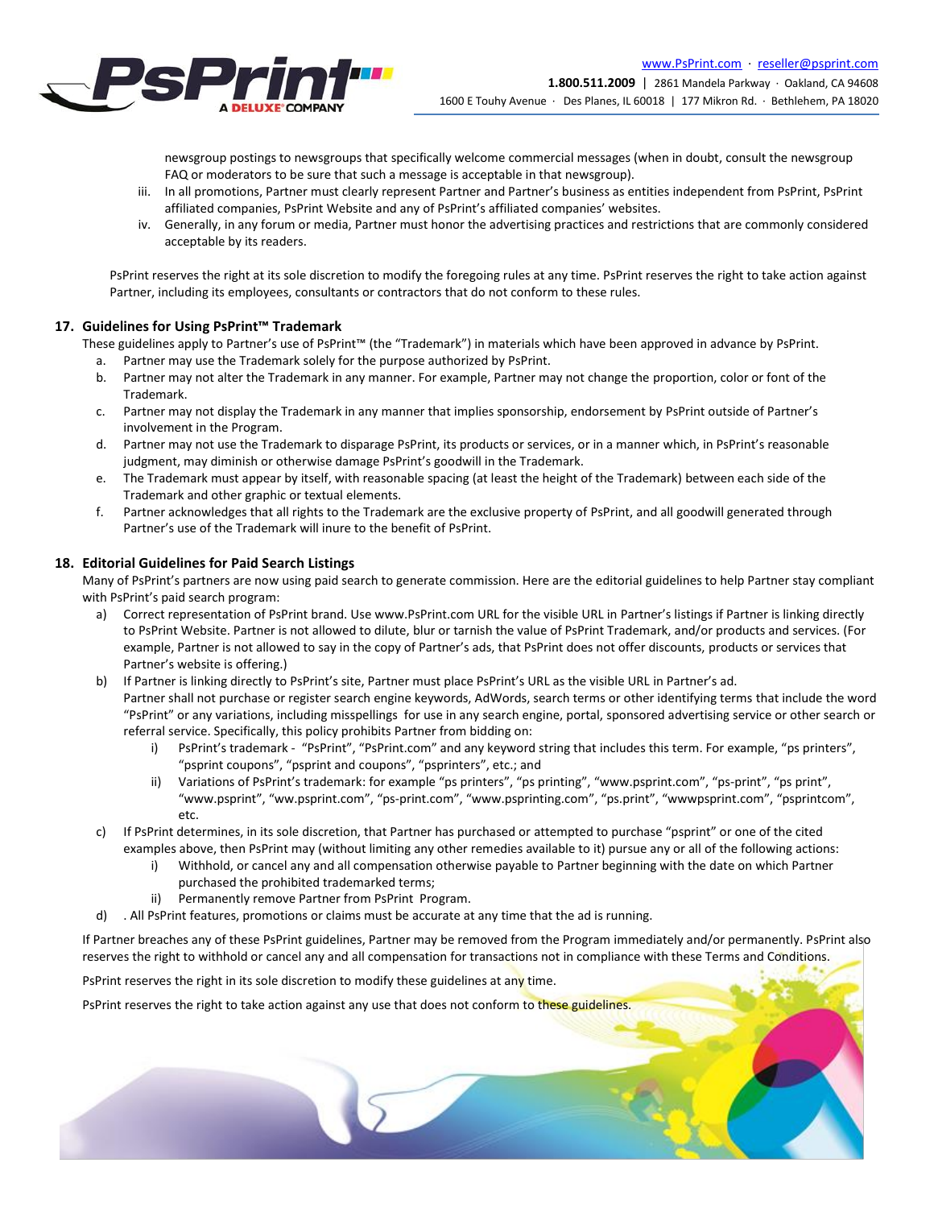newsgroup postings to newsgroups that specifically welcome commercial messages (when in doubt, consult the newsgroup FAQ or moderators to be sure that such a message is acceptable in that newsgroup).

iii. In all promotions, Partner must clearly represent Partner and Partner's business as entities independent from PsPrint, PsPrint affiliated companies, PsPrint Website and any of PsPrint's affiliated companies' websites.

iv. Generally, in any forum or media, Partner must honor the advertising practices and restrictions that are commonly considered acceptable by its readers.

PsPrint reserves the right at its sole discretion to modify the foregoing rules at any time. PsPrint reserves the right to take action against Partner, including its employees, consultants or contractors that do not conform to these rules.

## 17. Guidelines for Using PsPrint™ Trademark

These guidelines apply to Partner's use of PsPrint™ (the "Trademark") in materials which have been approved in advance by PsPrint.

a. Partner may use the Trademark solely for the purpose authorized by PsPrint.
b. Partner may not alter the Trademark in any manner. For example, Partner may not change the proportion, color or font of the Trademark.
c. Partner may not display the Trademark in any manner that implies sponsorship, endorsement by PsPrint outside of Partner's involvement in the Program.
d. Partner may not use the Trademark to disparage PsPrint, its products or services, or in a manner which, in PsPrint's reasonable judgment, may diminish or otherwise damage PsPrint's goodwill in the Trademark.
e. The Trademark must appear by itself, with reasonable spacing (at least the height of the Trademark) between each side of the Trademark and other graphic or textual elements.
f. Partner acknowledges that all rights to the Trademark are the exclusive property of PsPrint, and all goodwill generated through Partner's use of the Trademark will inure to the benefit of PsPrint.

## 18. Editorial Guidelines for Paid Search Listings

Many of PsPrint's partners are now using paid search to generate commission. Here are the editorial guidelines to help Partner stay compliant with PsPrint's paid search program:

a) Correct representation of PsPrint brand. Use www.PsPrint.com URL for the visible URL in Partner's listings if Partner is linking directly to PsPrint Website. Partner is not allowed to dilute, blur or tarnish the value of PsPrint Trademark, and/or products and services. (For example, Partner is not allowed to say in the copy of Partner's ads, that PsPrint does not offer discounts, products or services that Partner's website is offering.)

b) If Partner is linking directly to PsPrint's site, Partner must place PsPrint's URL as the visible URL in Partner's ad. Partner shall not purchase or register search engine keywords, AdWords, search terms or other identifying terms that include the word "PsPrint" or any variations, including misspellings for use in any search engine, portal, sponsored advertising service or other search or referral service. Specifically, this policy prohibits Partner from bidding on:
   i) PsPrint's trademark - "PsPrint", "PsPrint.com" and any keyword string that includes this term. For example, "ps printers", "psprint coupons", "psprint and coupons", "psprinters", etc.; and
   ii) Variations of PsPrint's trademark: for example "ps printers", "ps printing", "www.psprint.com", "ps-print", "ps print", "www.psprint", "ww.psprint.com", "ps-print.com", "www.psprinting.com", "ps.print", "wwwpsprint.com", "psprintcom", etc.

c) If PsPrint determines, in its sole discretion, that Partner has purchased or attempted to purchase "psprint" or one of the cited examples above, then PsPrint may (without limiting any other remedies available to it) pursue any or all of the following actions:
   i) Withhold, or cancel any and all compensation otherwise payable to Partner beginning with the date on which Partner purchased the prohibited trademarked terms;
   ii) Permanently remove Partner from PsPrint Program.

d) . All PsPrint features, promotions or claims must be accurate at any time that the ad is running.

If Partner breaches any of these PsPrint guidelines, Partner may be removed from the Program immediately and/or permanently. PsPrint also reserves the right to withhold or cancel any and all compensation for transactions not in compliance with these Terms and Conditions.

PsPrint reserves the right in its sole discretion to modify these guidelines at any time.

PsPrint reserves the right to take action against any use that does not conform to these guidelines.